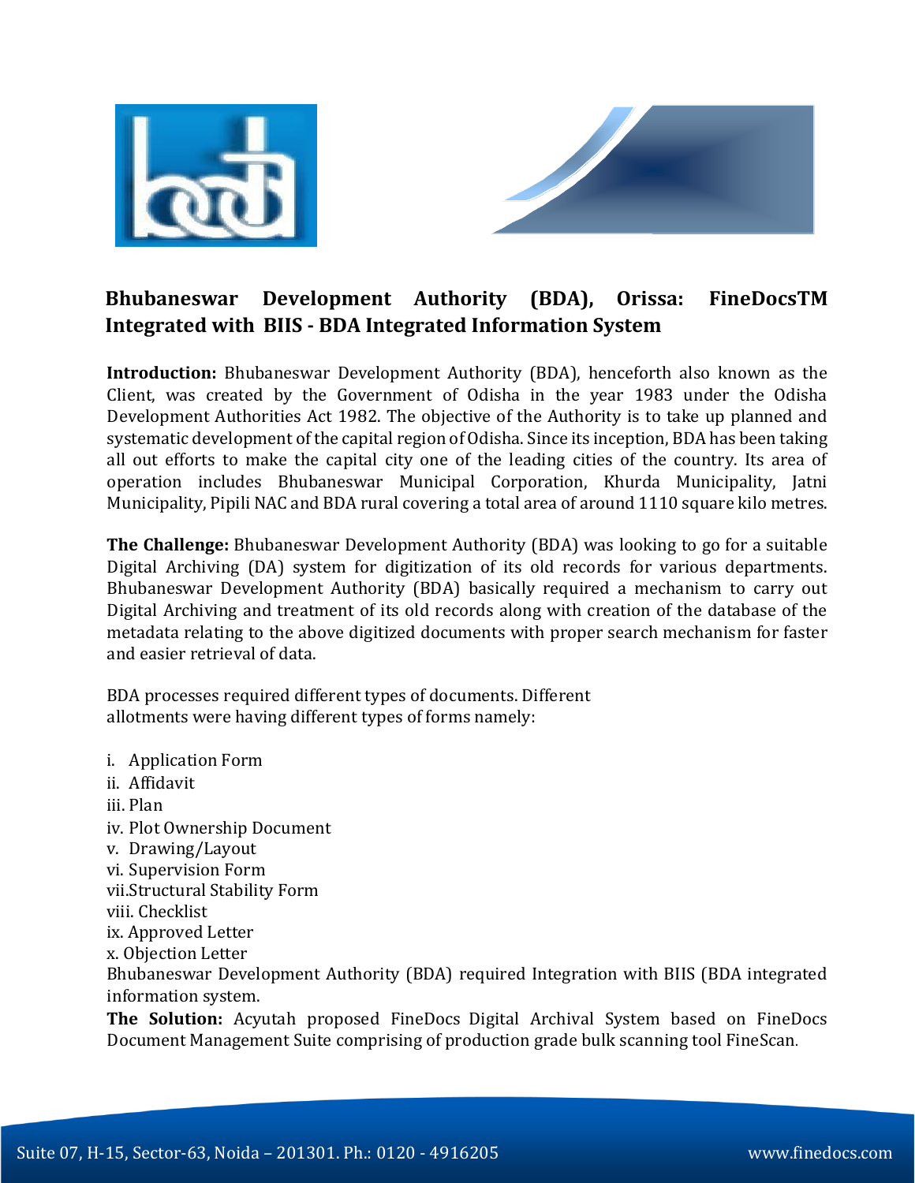# Bhubaneswar Development Authority (BDA), Orissa: FineDocsTM Integrated with BIIS - BDA Integrated Information System

**Introduction:** Bhubaneswar Development Authority (BDA), henceforth also known as the Client, was created by the Government of Odisha in the year 1983 under the Odisha Development Authorities Act 1982. The objective of the Authority is to take up planned and systematic development of the capital region of Odisha. Since its inception, BDA has been taking all out efforts to make the capital city one of the leading cities of the country. Its area of operation includes Bhubaneswar Municipal Corporation, Khurda Municipality, Jatni Municipality, Pipili NAC and BDA rural covering a total area of around 1110 square kilo metres.

**The Challenge:** Bhubaneswar Development Authority (BDA) was looking to go for a suitable Digital Archiving (DA) system for digitization of its old records for various departments. Bhubaneswar Development Authority (BDA) basically required a mechanism to carry out Digital Archiving and treatment of its old records along with creation of the database of the metadata relating to the above digitized documents with proper search mechanism for faster and easier retrieval of data.

BDA processes required different types of documents. Different allotments were having different types of forms namely:

i. Application Form
ii. Affidavit
iii. Plan
iv. Plot Ownership Document
v. Drawing/Layout
vi. Supervision Form
vii. Structural Stability Form
viii. Checklist
ix. Approved Letter
x. Objection Letter

Bhubaneswar Development Authority (BDA) required Integration with BIIS (BDA integrated information system.

**The Solution:** Acyutah proposed FineDocs Digital Archival System based on FineDocs Document Management Suite comprising of production grade bulk scanning tool FineScan.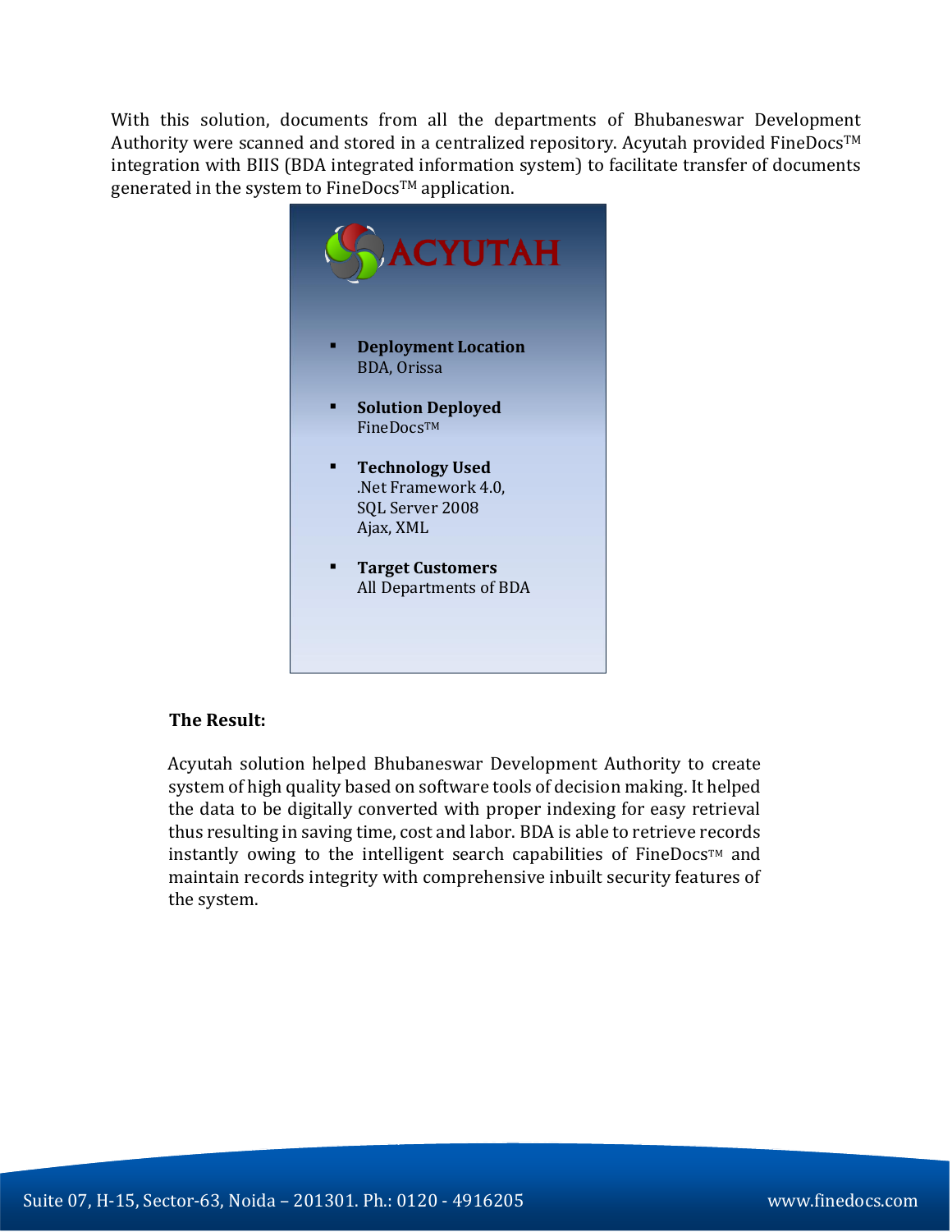With this solution, documents from all the departments of Bhubaneswar Development Authority were scanned and stored in a centralized repository. Acyutah provided FineDocs™ integration with BIIS (BDA integrated information system) to facilitate transfer of documents generated in the system to FineDocs™ application.

ACYUTAH

- **Deployment Location**
  BDA, Orissa
- **Solution Deployed**
  FineDocs™
- **Technology Used**
  .Net Framework 4.0,
  SQL Server 2008
  Ajax, XML
- **Target Customers**
  All Departments of BDA

**The Result:**

Acyutah solution helped Bhubaneswar Development Authority to create system of high quality based on software tools of decision making. It helped the data to be digitally converted with proper indexing for easy retrieval thus resulting in saving time, cost and labor. BDA is able to retrieve records instantly owing to the intelligent search capabilities of FineDocs™ and maintain records integrity with comprehensive inbuilt security features of the system.

Suite 07, H-15, Sector-63, Noida – 201301. Ph.: 0120 - 4916205 www.finedocs.com